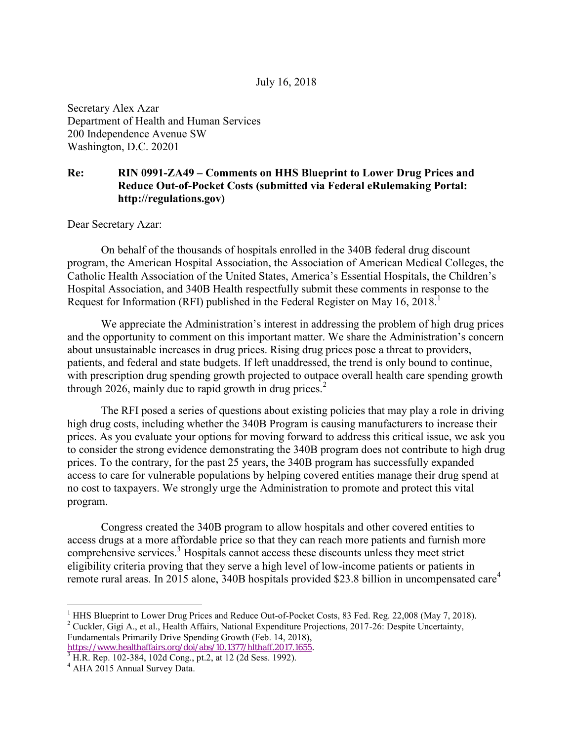July 16, 2018

Secretary Alex Azar
Department of Health and Human Services
200 Independence Avenue SW
Washington, D.C. 20201

**Re: RIN 0991-ZA49 – Comments on HHS Blueprint to Lower Drug Prices and Reduce Out-of-Pocket Costs (submitted via Federal eRulemaking Portal: http://regulations.gov)**

Dear Secretary Azar:

On behalf of the thousands of hospitals enrolled in the 340B federal drug discount program, the American Hospital Association, the Association of American Medical Colleges, the Catholic Health Association of the United States, America's Essential Hospitals, the Children's Hospital Association, and 340B Health respectfully submit these comments in response to the Request for Information (RFI) published in the Federal Register on May 16, 2018.[1]

We appreciate the Administration's interest in addressing the problem of high drug prices and the opportunity to comment on this important matter. We share the Administration's concern about unsustainable increases in drug prices. Rising drug prices pose a threat to providers, patients, and federal and state budgets. If left unaddressed, the trend is only bound to continue, with prescription drug spending growth projected to outpace overall health care spending growth through 2026, mainly due to rapid growth in drug prices.[2]

The RFI posed a series of questions about existing policies that may play a role in driving high drug costs, including whether the 340B Program is causing manufacturers to increase their prices. As you evaluate your options for moving forward to address this critical issue, we ask you to consider the strong evidence demonstrating the 340B program does not contribute to high drug prices. To the contrary, for the past 25 years, the 340B program has successfully expanded access to care for vulnerable populations by helping covered entities manage their drug spend at no cost to taxpayers. We strongly urge the Administration to promote and protect this vital program.

Congress created the 340B program to allow hospitals and other covered entities to access drugs at a more affordable price so that they can reach more patients and furnish more comprehensive services.[3] Hospitals cannot access these discounts unless they meet strict eligibility criteria proving that they serve a high level of low-income patients or patients in remote rural areas. In 2015 alone, 340B hospitals provided $23.8 billion in uncompensated care[4]

---

[1] HHS Blueprint to Lower Drug Prices and Reduce Out-of-Pocket Costs, 83 Fed. Reg. 22,008 (May 7, 2018).

[2] Cuckler, Gigi A., et al., Health Affairs, National Expenditure Projections, 2017-26: Despite Uncertainty, Fundamentals Primarily Drive Spending Growth (Feb. 14, 2018), https://www.healthaffairs.org/doi/abs/10.1377/hlthaff.2017.1655.

[3] H.R. Rep. 102-384, 102d Cong., pt.2, at 12 (2d Sess. 1992).

[4] AHA 2015 Annual Survey Data.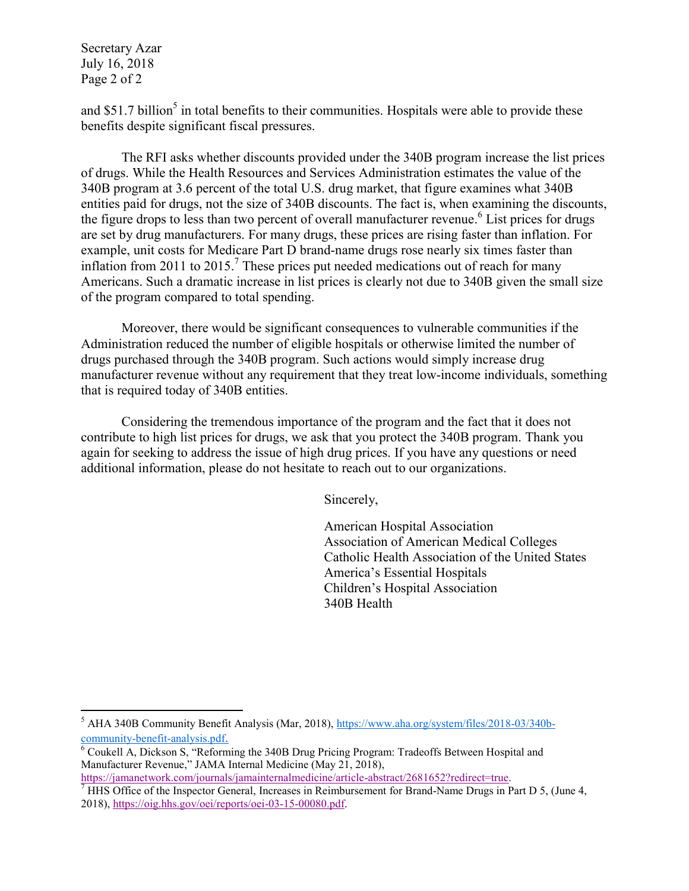and $51.7 billion[5] in total benefits to their communities. Hospitals were able to provide these benefits despite significant fiscal pressures.

The RFI asks whether discounts provided under the 340B program increase the list prices of drugs. While the Health Resources and Services Administration estimates the value of the 340B program at 3.6 percent of the total U.S. drug market, that figure examines what 340B entities paid for drugs, not the size of 340B discounts. The fact is, when examining the discounts, the figure drops to less than two percent of overall manufacturer revenue.[6] List prices for drugs are set by drug manufacturers. For many drugs, these prices are rising faster than inflation. For example, unit costs for Medicare Part D brand-name drugs rose nearly six times faster than inflation from 2011 to 2015.[7] These prices put needed medications out of reach for many Americans. Such a dramatic increase in list prices is clearly not due to 340B given the small size of the program compared to total spending.

Moreover, there would be significant consequences to vulnerable communities if the Administration reduced the number of eligible hospitals or otherwise limited the number of drugs purchased through the 340B program. Such actions would simply increase drug manufacturer revenue without any requirement that they treat low-income individuals, something that is required today of 340B entities.

Considering the tremendous importance of the program and the fact that it does not contribute to high list prices for drugs, we ask that you protect the 340B program. Thank you again for seeking to address the issue of high drug prices. If you have any questions or need additional information, please do not hesitate to reach out to our organizations.

Sincerely,

American Hospital Association
Association of American Medical Colleges
Catholic Health Association of the United States
America's Essential Hospitals
Children's Hospital Association
340B Health

---

[5] AHA 340B Community Benefit Analysis (Mar, 2018), https://www.aha.org/system/files/2018-03/340b-community-benefit-analysis.pdf.

[6] Coukell A, Dickson S, "Reforming the 340B Drug Pricing Program: Tradeoffs Between Hospital and Manufacturer Revenue," JAMA Internal Medicine (May 21, 2018), https://jamanetwork.com/journals/jamainternalmedicine/article-abstract/2681652?redirect=true.

[7] HHS Office of the Inspector General, Increases in Reimbursement for Brand-Name Drugs in Part D 5, (June 4, 2018), https://oig.hhs.gov/oei/reports/oei-03-15-00080.pdf.